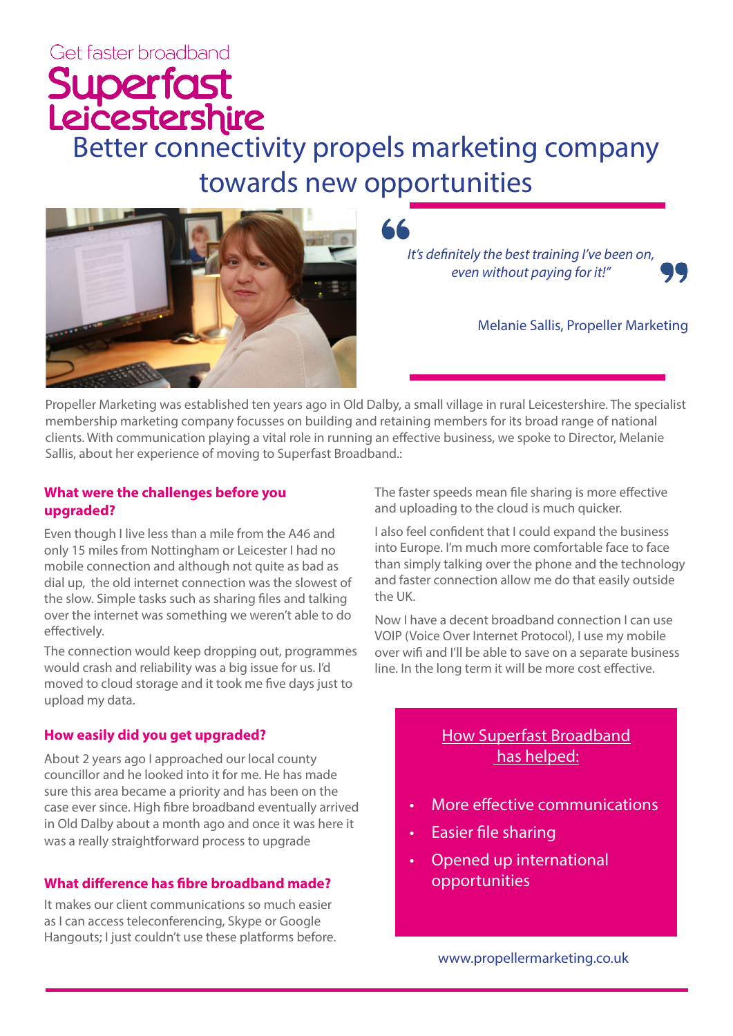Get faster broadband

**Superfast Leicestershire**

# Better connectivity propels marketing company towards new opportunities

*It's definitely the best training I've been on, even without paying for it!"*

Melanie Sallis, Propeller Marketing

Propeller Marketing was established ten years ago in Old Dalby, a small village in rural Leicestershire. The specialist membership marketing company focusses on building and retaining members for its broad range of national clients. With communication playing a vital role in running an effective business, we spoke to Director, Melanie Sallis, about her experience of moving to Superfast Broadband.:

### What were the challenges before you upgraded?

Even though I live less than a mile from the A46 and only 15 miles from Nottingham or Leicester I had no mobile connection and although not quite as bad as dial up, the old internet connection was the slowest of the slow. Simple tasks such as sharing files and talking over the internet was something we weren't able to do effectively.

The connection would keep dropping out, programmes would crash and reliability was a big issue for us. I'd moved to cloud storage and it took me five days just to upload my data.

### How easily did you get upgraded?

About 2 years ago I approached our local county councillor and he looked into it for me. He has made sure this area became a priority and has been on the case ever since. High fibre broadband eventually arrived in Old Dalby about a month ago and once it was here it was a really straightforward process to upgrade

### What difference has fibre broadband made?

It makes our client communications so much easier as I can access teleconferencing, Skype or Google Hangouts; I just couldn't use these platforms before.

The faster speeds mean file sharing is more effective and uploading to the cloud is much quicker.

I also feel confident that I could expand the business into Europe. I'm much more comfortable face to face than simply talking over the phone and the technology and faster connection allow me do that easily outside the UK.

Now I have a decent broadband connection I can use VOIP (Voice Over Internet Protocol), I use my mobile over wifi and I'll be able to save on a separate business line. In the long term it will be more cost effective.

**How Superfast Broadband has helped:**

- More effective communications
- Easier file sharing
- Opened up international opportunities

www.propellermarketing.co.uk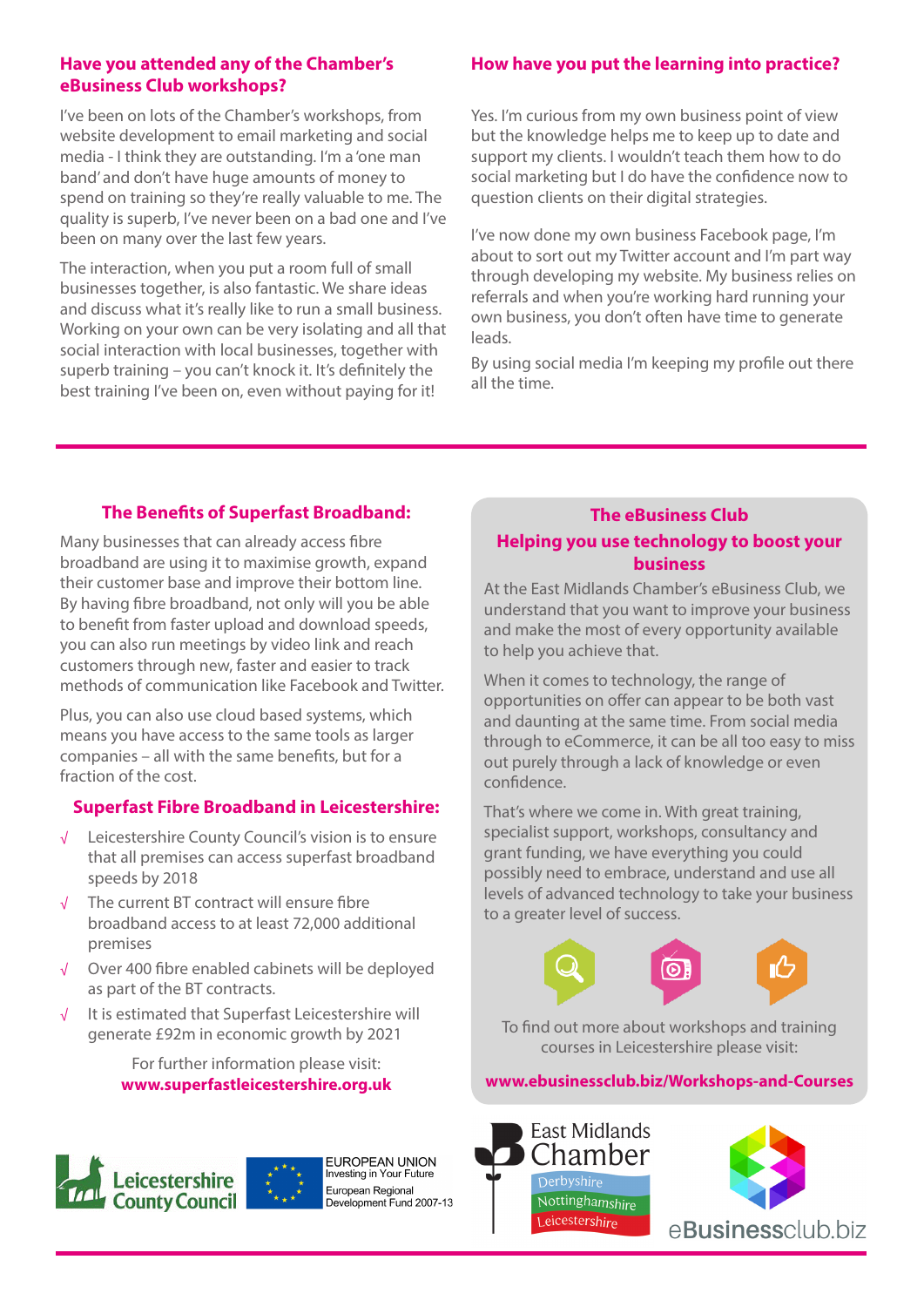## Have you attended any of the Chamber's eBusiness Club workshops?

I've been on lots of the Chamber's workshops, from website development to email marketing and social media - I think they are outstanding. I'm a 'one man band' and don't have huge amounts of money to spend on training so they're really valuable to me. The quality is superb, I've never been on a bad one and I've been on many over the last few years.

The interaction, when you put a room full of small businesses together, is also fantastic. We share ideas and discuss what it's really like to run a small business. Working on your own can be very isolating and all that social interaction with local businesses, together with superb training – you can't knock it. It's definitely the best training I've been on, even without paying for it!

## How have you put the learning into practice?

Yes. I'm curious from my own business point of view but the knowledge helps me to keep up to date and support my clients. I wouldn't teach them how to do social marketing but I do have the confidence now to question clients on their digital strategies.

I've now done my own business Facebook page, I'm about to sort out my Twitter account and I'm part way through developing my website. My business relies on referrals and when you're working hard running your own business, you don't often have time to generate leads.

By using social media I'm keeping my profile out there all the time.

## The Benefits of Superfast Broadband:

Many businesses that can already access fibre broadband are using it to maximise growth, expand their customer base and improve their bottom line. By having fibre broadband, not only will you be able to benefit from faster upload and download speeds, you can also run meetings by video link and reach customers through new, faster and easier to track methods of communication like Facebook and Twitter.

Plus, you can also use cloud based systems, which means you have access to the same tools as larger companies – all with the same benefits, but for a fraction of the cost.

## Superfast Fibre Broadband in Leicestershire:

- √ Leicestershire County Council's vision is to ensure that all premises can access superfast broadband speeds by 2018
- √ The current BT contract will ensure fibre broadband access to at least 72,000 additional premises
- √ Over 400 fibre enabled cabinets will be deployed as part of the BT contracts.
- √ It is estimated that Superfast Leicestershire will generate £92m in economic growth by 2021

For further information please visit:
**www.superfastleicestershire.org.uk**

## The eBusiness Club
## Helping you use technology to boost your business

At the East Midlands Chamber's eBusiness Club, we understand that you want to improve your business and make the most of every opportunity available to help you achieve that.

When it comes to technology, the range of opportunities on offer can appear to be both vast and daunting at the same time. From social media through to eCommerce, it can be all too easy to miss out purely through a lack of knowledge or even confidence.

That's where we come in. With great training, specialist support, workshops, consultancy and grant funding, we have everything you could possibly need to embrace, understand and use all levels of advanced technology to take your business to a greater level of success.

To find out more about workshops and training courses in Leicestershire please visit:

**www.ebusinessclub.biz/Workshops-and-Courses**

Leicestershire County Council

EUROPEAN UNION
Investing in Your Future
European Regional Development Fund 2007-13

East Midlands Chamber
Derbyshire
Nottinghamshire
Leicestershire

eBusinessclub.biz